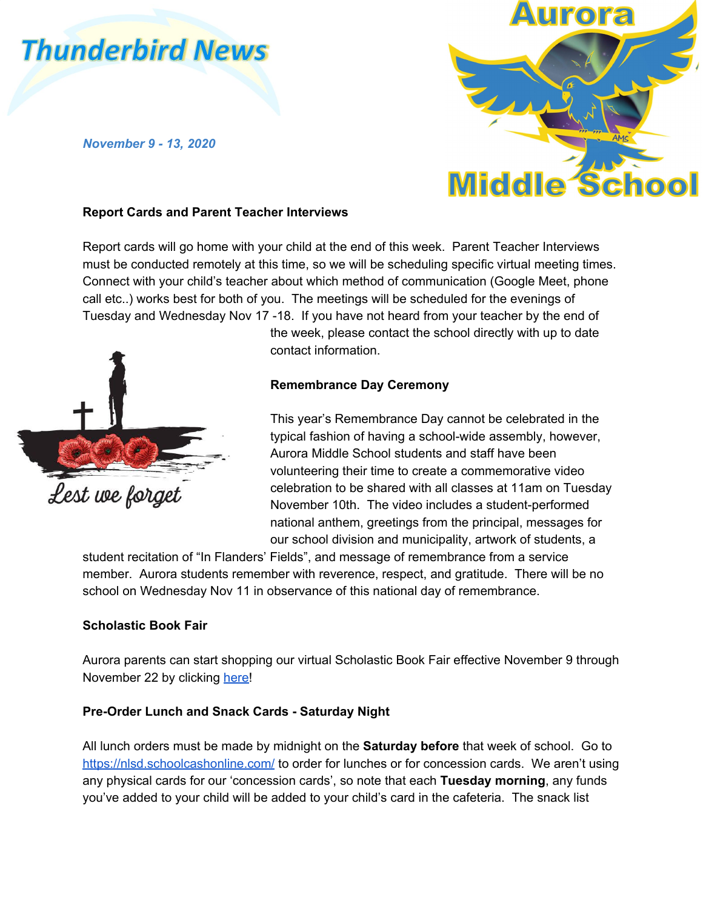# Thunderbird News

*November 9 - 13, 2020*

Aurora Middle School

### Report Cards and Parent Teacher Interviews

Report cards will go home with your child at the end of this week. Parent Teacher Interviews must be conducted remotely at this time, so we will be scheduling specific virtual meeting times. Connect with your child's teacher about which method of communication (Google Meet, phone call etc..) works best for both of you. The meetings will be scheduled for the evenings of Tuesday and Wednesday Nov 17 -18. If you have not heard from your teacher by the end of the week, please contact the school directly with up to date contact information.

Lest we forget

### Remembrance Day Ceremony

This year's Remembrance Day cannot be celebrated in the typical fashion of having a school-wide assembly, however, Aurora Middle School students and staff have been volunteering their time to create a commemorative video celebration to be shared with all classes at 11am on Tuesday November 10th. The video includes a student-performed national anthem, greetings from the principal, messages for our school division and municipality, artwork of students, a student recitation of "In Flanders' Fields", and message of remembrance from a service member. Aurora students remember with reverence, respect, and gratitude. There will be no school on Wednesday Nov 11 in observance of this national day of remembrance.

### Scholastic Book Fair

Aurora parents can start shopping our virtual Scholastic Book Fair effective November 9 through November 22 by clicking [here](#)!

### Pre-Order Lunch and Snack Cards - Saturday Night

All lunch orders must be made by midnight on the **Saturday before** that week of school. Go to [https://nlsd.schoolcashonline.com/](https://nlsd.schoolcashonline.com/) to order for lunches or for concession cards. We aren't using any physical cards for our 'concession cards', so note that each **Tuesday morning**, any funds you've added to your child will be added to your child's card in the cafeteria. The snack list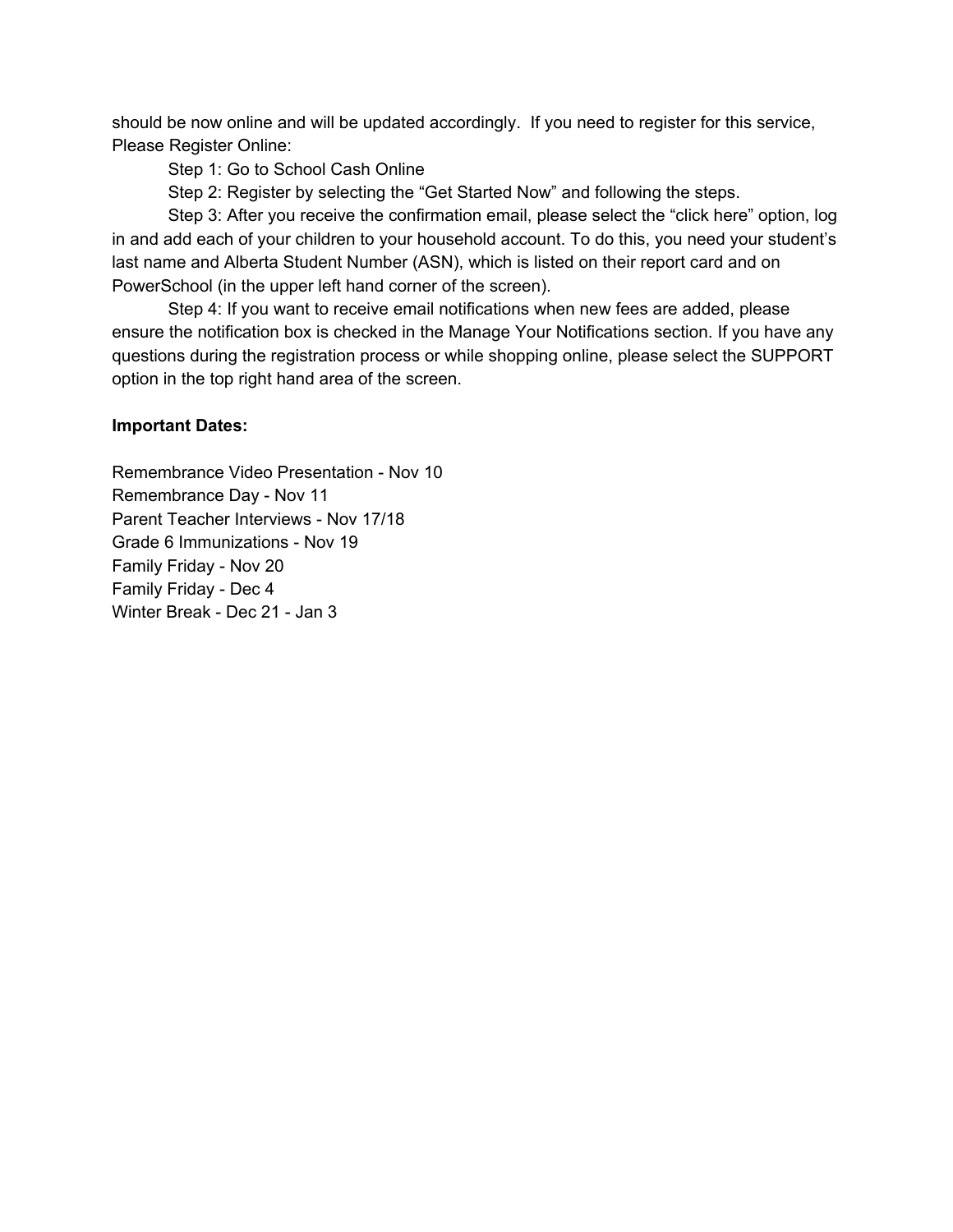should be now online and will be updated accordingly. If you need to register for this service, Please Register Online:

Step 1: Go to School Cash Online

Step 2: Register by selecting the “Get Started Now” and following the steps.

Step 3: After you receive the confirmation email, please select the “click here” option, log in and add each of your children to your household account. To do this, you need your student’s last name and Alberta Student Number (ASN), which is listed on their report card and on PowerSchool (in the upper left hand corner of the screen).

Step 4: If you want to receive email notifications when new fees are added, please ensure the notification box is checked in the Manage Your Notifications section. If you have any questions during the registration process or while shopping online, please select the SUPPORT option in the top right hand area of the screen.

**Important Dates:**

Remembrance Video Presentation - Nov 10
Remembrance Day - Nov 11
Parent Teacher Interviews - Nov 17/18
Grade 6 Immunizations - Nov 19
Family Friday - Nov 20
Family Friday - Dec 4
Winter Break - Dec 21 - Jan 3